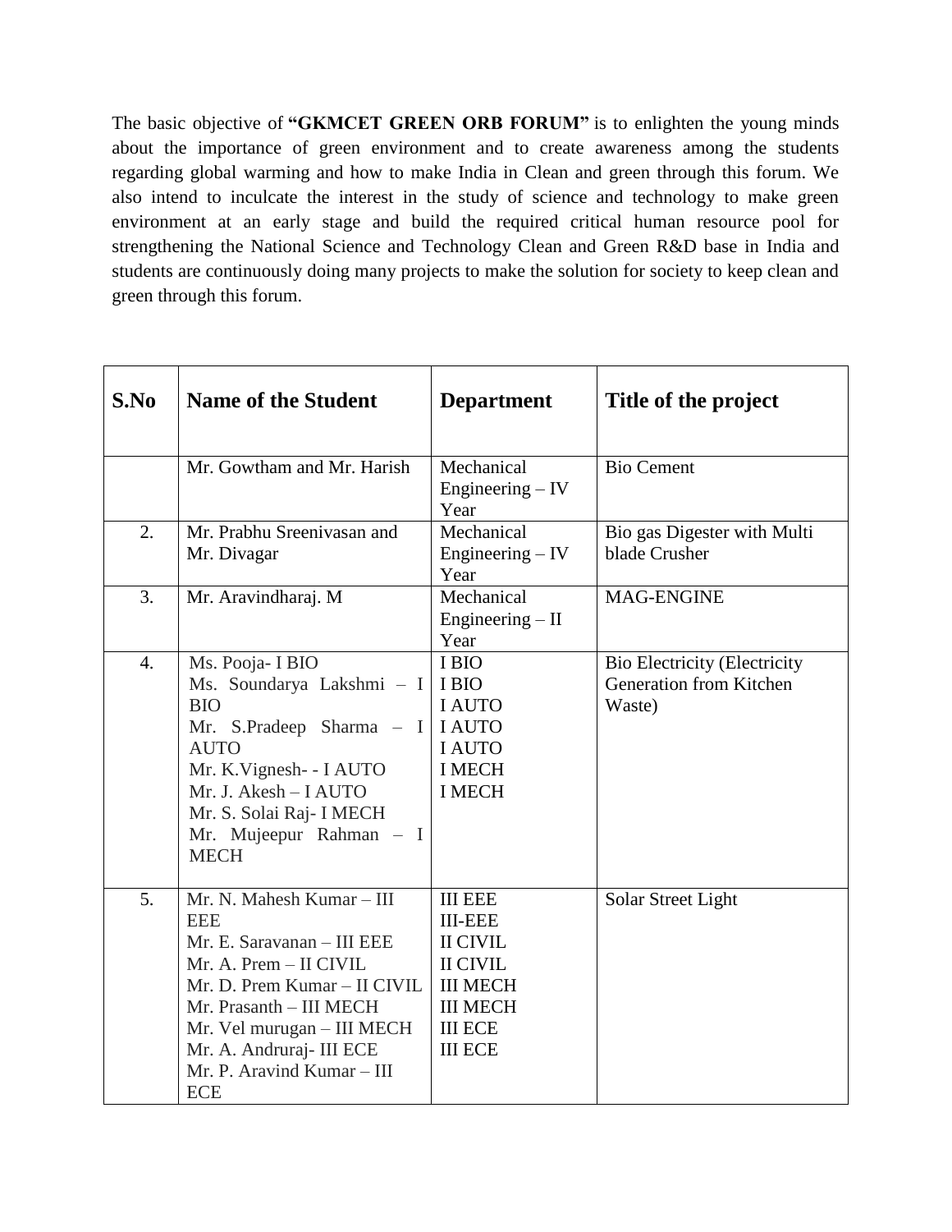The basic objective of **"GKMCET GREEN ORB FORUM"** is to enlighten the young minds about the importance of green environment and to create awareness among the students regarding global warming and how to make India in Clean and green through this forum. We also intend to inculcate the interest in the study of science and technology to make green environment at an early stage and build the required critical human resource pool for strengthening the National Science and Technology Clean and Green R&D base in India and students are continuously doing many projects to make the solution for society to keep clean and green through this forum.

| S.No | Name of the Student | Department | Title of the project |
|---|---|---|---|
| | Mr. Gowtham and Mr. Harish | Mechanical Engineering – IV Year | Bio Cement |
| 2. | Mr. Prabhu Sreenivasan and Mr. Divagar | Mechanical Engineering – IV Year | Bio gas Digester with Multi blade Crusher |
| 3. | Mr. Aravindharaj. M | Mechanical Engineering – II Year | MAG-ENGINE |
| 4. | Ms. Pooja- I BIO<br>Ms. Soundarya Lakshmi – I BIO<br>Mr. S.Pradeep Sharma – I AUTO<br>Mr. K.Vignesh- - I AUTO<br>Mr. J. Akesh – I AUTO<br>Mr. S. Solai Raj- I MECH<br>Mr. Mujeepur Rahman – I MECH | I BIO<br>I BIO<br>I AUTO<br>I AUTO<br>I AUTO<br>I MECH<br>I MECH | Bio Electricity (Electricity Generation from Kitchen Waste) |
| 5. | Mr. N. Mahesh Kumar – III EEE<br>Mr. E. Saravanan – III EEE<br>Mr. A. Prem – II CIVIL<br>Mr. D. Prem Kumar – II CIVIL<br>Mr. Prasanth – III MECH<br>Mr. Vel murugan – III MECH<br>Mr. A. Andruraj- III ECE<br>Mr. P. Aravind Kumar – III ECE | III EEE<br>III-EEE<br>II CIVIL<br>II CIVIL<br>III MECH<br>III MECH<br>III ECE<br>III ECE | Solar Street Light |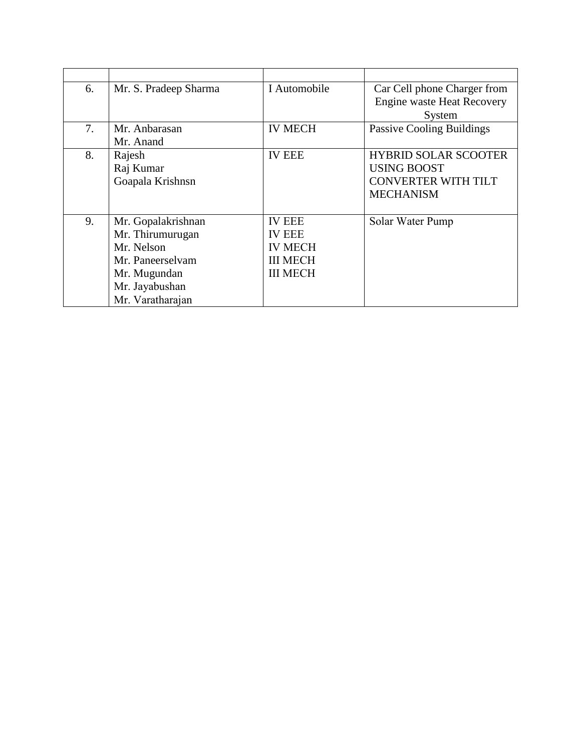| | | | |
|---|---|---|---|
| 6. | Mr. S. Pradeep Sharma | I Automobile | Car Cell phone Charger from Engine waste Heat Recovery System |
| 7. | Mr. Anbarasan<br>Mr. Anand | IV MECH | Passive Cooling Buildings |
| 8. | Rajesh<br>Raj Kumar<br>Goapala Krishnsn | IV EEE | HYBRID SOLAR SCOOTER USING BOOST CONVERTER WITH TILT MECHANISM |
| 9. | Mr. Gopalakrishnan<br>Mr. Thirumurugan<br>Mr. Nelson<br>Mr. Paneerselvam<br>Mr. Mugundan<br>Mr. Jayabushan<br>Mr. Varatharajan | IV EEE<br>IV EEE<br>IV MECH<br>III MECH<br>III MECH | Solar Water Pump |